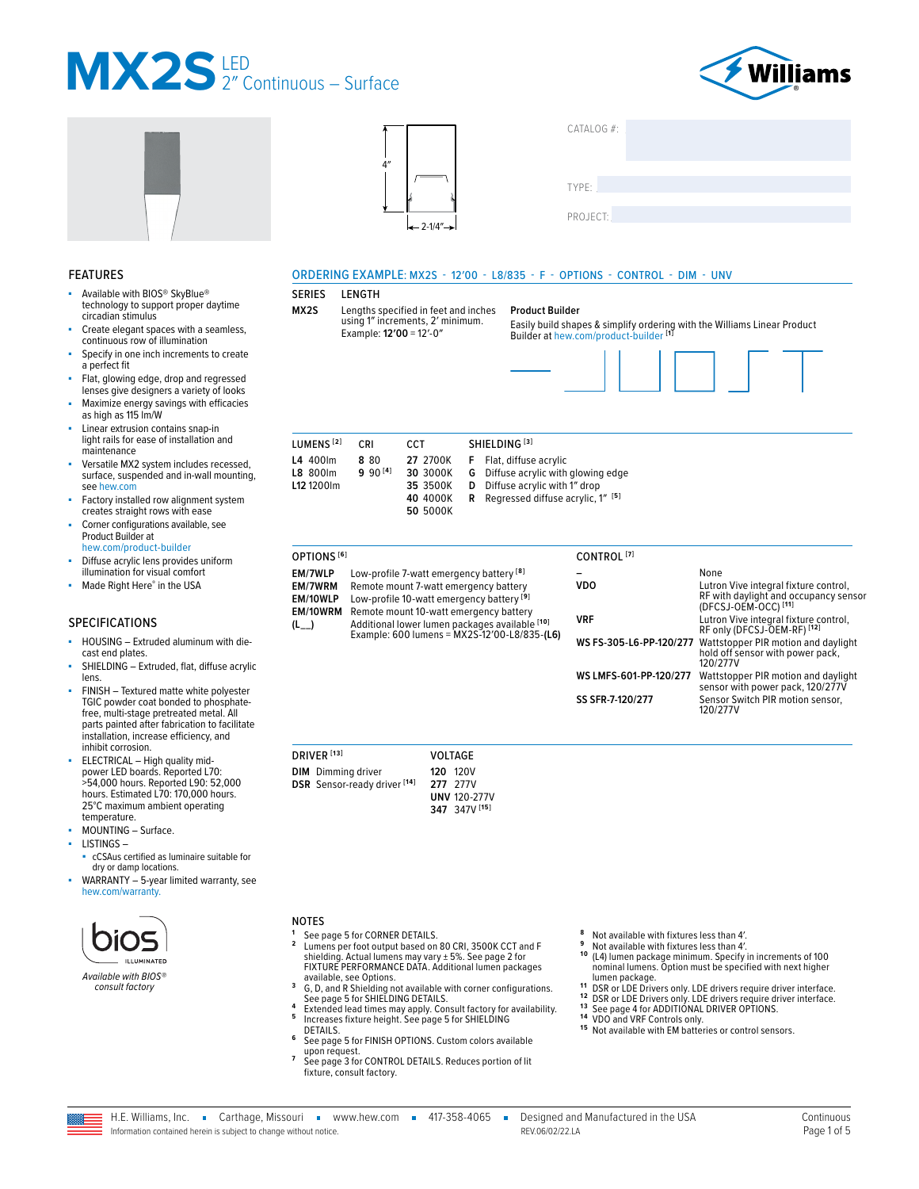# MX2S LED 2" Continuous – Surface

Williams

4"

2-1/4"

CATALOG #:

TYPE:

PROJECT:

## FEATURES

- Available with BIOS® SkyBlue® technology to support proper daytime circadian stimulus
- Create elegant spaces with a seamless, continuous row of illumination
- Specify in one inch increments to create a perfect fit
- Flat, glowing edge, drop and regressed lenses give designers a variety of looks
- Maximize energy savings with efficacies as high as 115 lm/W
- Linear extrusion contains snap-in light rails for ease of installation and maintenance
- Versatile MX2 system includes recessed, surface, suspended and in-wall mounting, see hew.com
- Factory installed row alignment system creates straight rows with ease
- Corner configurations available, see Product Builder at hew.com/product-builder
- Diffuse acrylic lens provides uniform illumination for visual comfort
- Made Right Here® in the USA

## SPECIFICATIONS

- HOUSING – Extruded aluminum with die-cast end plates.
- SHIELDING – Extruded, flat, diffuse acrylic lens.
- FINISH – Textured matte white polyester TGIC powder coat bonded to phosphate-free, multi-stage pretreated metal. All parts painted after fabrication to facilitate installation, increase efficiency, and inhibit corrosion.
- ELECTRICAL – High quality mid-power LED boards. Reported L70: >54,000 hours. Reported L90: 52,000 hours. Estimated L70: 170,000 hours. 25°C maximum ambient operating temperature.
- MOUNTING – Surface.
- LISTINGS –
  - cCSAus certified as luminaire suitable for dry or damp locations.
- WARRANTY – 5-year limited warranty, see hew.com/warranty.

bios ILLUMINATED

*Available with BIOS® consult factory*

## ORDERING EXAMPLE: MX2S - 12'00 - L8/835 - F - OPTIONS - CONTROL - DIM - UNV

### SERIES

**MX2S**

### LENGTH

Lengths specified in feet and inches using 1" increments, 2' minimum.
Example: **12'00** = 12'-0"

**Product Builder**

Easily build shapes & simplify ordering with the Williams Linear Product Builder at hew.com/product-builder [1]

### LUMENS [2]

| Code | Lumens |
|---|---|
| L4 | 400lm |
| L8 | 800lm |
| L12 | 1200lm |

### CRI

| Code | CRI |
|---|---|
| 8 | 80 |
| 9 | 90 [4] |

### CCT

| Code | CCT |
|---|---|
| 27 | 2700K |
| 30 | 3000K |
| 35 | 3500K |
| 40 | 4000K |
| 50 | 5000K |

### SHIELDING [3]

| Code | Description |
|---|---|
| F | Flat, diffuse acrylic |
| G | Diffuse acrylic with glowing edge |
| D | Diffuse acrylic with 1" drop |
| R | Regressed diffuse acrylic, 1" [5] |

### OPTIONS [6]

| Code | Description |
|---|---|
| EM/7WLP | Low-profile 7-watt emergency battery [8] |
| EM/7WRM | Remote mount 7-watt emergency battery |
| EM/10WLP | Low-profile 10-watt emergency battery [9] |
| EM/10WRM | Remote mount 10-watt emergency battery |
| (L__) | Additional lower lumen packages available [10] Example: 600 lumens = MX2S-12'00-L8/835-(L6) |

### CONTROL [7]

| Code | Description |
|---|---|
| – | None |
| VDO | Lutron Vive integral fixture control, RF with daylight and occupancy sensor (DFCSJ-OEM-OCC) [11] |
| VRF | Lutron Vive integral fixture control, RF only (DFCSJ-OEM-RF) [12] |
| WS FS-305-L6-PP-120/277 | Wattstopper PIR motion and daylight hold off sensor with power pack, 120/277V |
| WS LMFS-601-PP-120/277 | Wattstopper PIR motion and daylight sensor with power pack, 120/277V |
| SS SFR-7-120/277 | Sensor Switch PIR motion sensor, 120/277V |

### DRIVER [13]

| Code | Description |
|---|---|
| DIM | Dimming driver |
| DSR | Sensor-ready driver [14] |

### VOLTAGE

| Code | Voltage |
|---|---|
| 120 | 120V |
| 277 | 277V |
| UNV | 120-277V |
| 347 | 347V [15] |

## NOTES

1. See page 5 for CORNER DETAILS.
2. Lumens per foot output based on 80 CRI, 3500K CCT and F shielding. Actual lumens may vary ± 5%. See page 2 for FIXTURE PERFORMANCE DATA. Additional lumen packages available, see Options.
3. G, D, and R Shielding not available with corner configurations. See page 5 for SHIELDING DETAILS.
4. Extended lead times may apply. Consult factory for availability.
5. Increases fixture height. See page 5 for SHIELDING DETAILS.
6. See page 5 for FINISH OPTIONS. Custom colors available upon request.
7. See page 3 for CONTROL DETAILS. Reduces portion of lit fixture, consult factory.
8. Not available with fixtures less than 4'.
9. Not available with fixtures less than 4'.
10. (L4) lumen package minimum. Specify in increments of 100 nominal lumens. Option must be specified with next higher lumen package.
11. DSR or LDE Drivers only. LDE drivers require driver interface.
12. DSR or LDE Drivers only. LDE drivers require driver interface.
13. See page 4 for ADDITIONAL DRIVER OPTIONS.
14. VDO and VRF Controls only.
15. Not available with EM batteries or control sensors.

H.E. Williams, Inc. ▪ Carthage, Missouri ▪ www.hew.com ▪ 417-358-4065 ▪ Designed and Manufactured in the USA

Information contained herein is subject to change without notice. REV.06/02/22.LA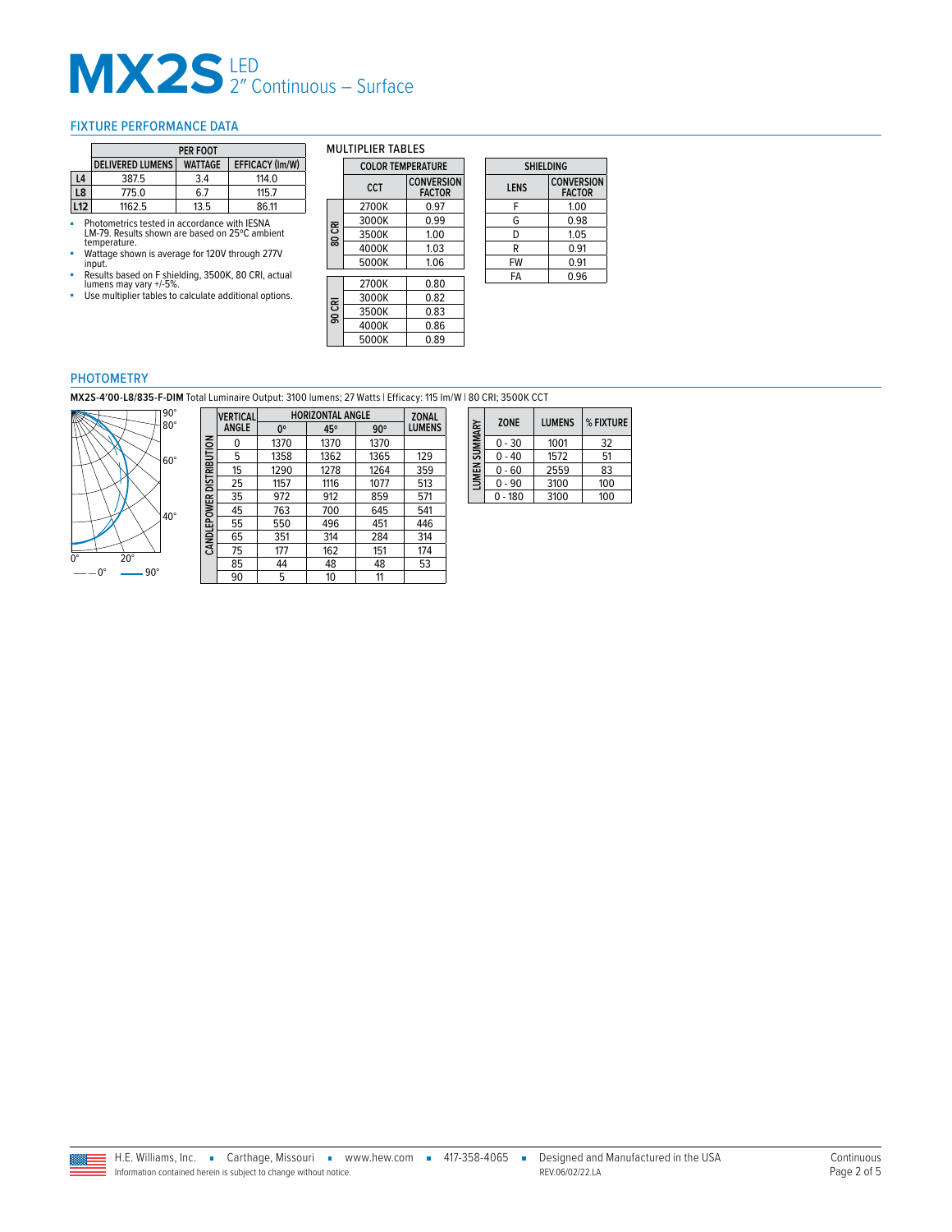# MX2S LED 2" Continuous – Surface

## FIXTURE PERFORMANCE DATA

| | PER FOOT | | |
|---|---|---|---|
| | DELIVERED LUMENS | WATTAGE | EFFICACY (lm/W) |
| L4 | 387.5 | 3.4 | 114.0 |
| L8 | 775.0 | 6.7 | 115.7 |
| L12 | 1162.5 | 13.5 | 86.11 |

- Photometrics tested in accordance with IESNA LM-79. Results shown are based on 25ºC ambient temperature.
- Wattage shown is average for 120V through 277V input.
- Results based on F shielding, 3500K, 80 CRI, actual lumens may vary +/-5%.
- Use multiplier tables to calculate additional options.

### MULTIPLIER TABLES

| | COLOR TEMPERATURE | |
|---|---|---|
| | CCT | CONVERSION FACTOR |
| 80 CRI | 2700K | 0.97 |
| | 3000K | 0.99 |
| | 3500K | 1.00 |
| | 4000K | 1.03 |
| | 5000K | 1.06 |
| 90 CRI | 2700K | 0.80 |
| | 3000K | 0.82 |
| | 3500K | 0.83 |
| | 4000K | 0.86 |
| | 5000K | 0.89 |

| SHIELDING | |
|---|---|
| LENS | CONVERSION FACTOR |
| F | 1.00 |
| G | 0.98 |
| D | 1.05 |
| R | 0.91 |
| FW | 0.91 |
| FA | 0.96 |

## PHOTOMETRY

**MX2S-4'00-L8/835-F-DIM** Total Luminaire Output: 3100 lumens; 27 Watts | Efficacy: 115 lm/W | 80 CRI; 3500K CCT

| CANDLEPOWER DISTRIBUTION | | | | |
|---|---|---|---|---|
| VERTICAL ANGLE | HORIZONTAL ANGLE | | | ZONAL LUMENS |
| | 0° | 45° | 90° | |
| 0 | 1370 | 1370 | 1370 | |
| 5 | 1358 | 1362 | 1365 | 129 |
| 15 | 1290 | 1278 | 1264 | 359 |
| 25 | 1157 | 1116 | 1077 | 513 |
| 35 | 972 | 912 | 859 | 571 |
| 45 | 763 | 700 | 645 | 541 |
| 55 | 550 | 496 | 451 | 446 |
| 65 | 351 | 314 | 284 | 314 |
| 75 | 177 | 162 | 151 | 174 |
| 85 | 44 | 48 | 48 | 53 |
| 90 | 5 | 10 | 11 | |

| LUMEN SUMMARY | | |
|---|---|---|
| ZONE | LUMENS | % FIXTURE |
| 0 - 30 | 1001 | 32 |
| 0 - 40 | 1572 | 51 |
| 0 - 60 | 2559 | 83 |
| 0 - 90 | 3100 | 100 |
| 0 - 180 | 3100 | 100 |

H.E. Williams, Inc. ▪ Carthage, Missouri ▪ www.hew.com ▪ 417-358-4065 ▪ Designed and Manufactured in the USA

Information contained herein is subject to change without notice. REV.06/02/22.LA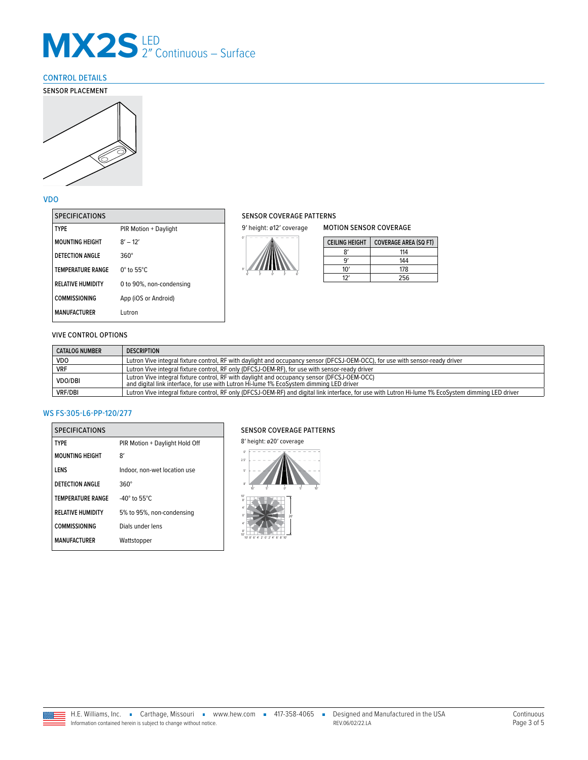# MX2S LED 2″ Continuous – Surface

## CONTROL DETAILS

### SENSOR PLACEMENT

### VDO

| SPECIFICATIONS | |
|---|---|
| TYPE | PIR Motion + Daylight |
| MOUNTING HEIGHT | 8′ – 12′ |
| DETECTION ANGLE | 360° |
| TEMPERATURE RANGE | 0° to 55°C |
| RELATIVE HUMIDITY | 0 to 90%, non-condensing |
| COMMISSIONING | App (iOS or Android) |
| MANUFACTURER | Lutron |

#### SENSOR COVERAGE PATTERNS

9′ height: ø12′ coverage

#### MOTION SENSOR COVERAGE

| CEILING HEIGHT | COVERAGE AREA (SQ FT) |
|---|---|
| 8′ | 114 |
| 9′ | 144 |
| 10′ | 178 |
| 12′ | 256 |

#### VIVE CONTROL OPTIONS

| CATALOG NUMBER | DESCRIPTION |
|---|---|
| VDO | Lutron Vive integral fixture control, RF with daylight and occupancy sensor (DFCSJ-OEM-OCC), for use with sensor-ready driver |
| VRF | Lutron Vive integral fixture control, RF only (DFCSJ-OEM-RF), for use with sensor-ready driver |
| VDO/DBI | Lutron Vive integral fixture control, RF with daylight and occupancy sensor (DFCSJ-OEM-OCC) and digital link interface, for use with Lutron Hi-lume 1% EcoSystem dimming LED driver |
| VRF/DBI | Lutron Vive integral fixture control, RF only (DFCSJ-OEM-RF) and digital link interface, for use with Lutron Hi-lume 1% EcoSystem dimming LED driver |

### WS FS-305-L6-PP-120/277

| SPECIFICATIONS | |
|---|---|
| TYPE | PIR Motion + Daylight Hold Off |
| MOUNTING HEIGHT | 8′ |
| LENS | Indoor, non-wet location use |
| DETECTION ANGLE | 360° |
| TEMPERATURE RANGE | -40° to 55°C |
| RELATIVE HUMIDITY | 5% to 95%, non-condensing |
| COMMISSIONING | Dials under lens |
| MANUFACTURER | Wattstopper |

#### SENSOR COVERAGE PATTERNS

8′ height: ø20′ coverage

H.E. Williams, Inc. ▪ Carthage, Missouri ▪ www.hew.com ▪ 417-358-4065 ▪ Designed and Manufactured in the USA

Information contained herein is subject to change without notice. REV.06/02/22.LA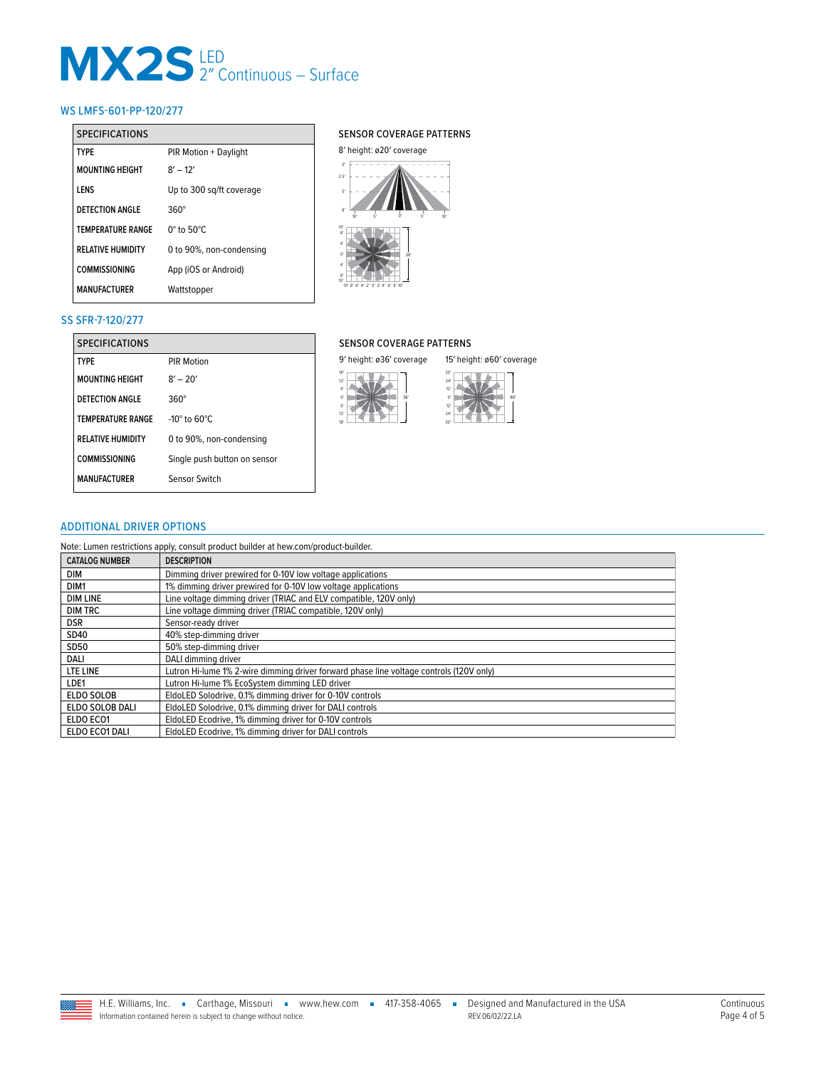# MX2S LED 2″ Continuous – Surface

## WS LMFS-601-PP-120/277

| SPECIFICATIONS | |
|---|---|
| TYPE | PIR Motion + Daylight |
| MOUNTING HEIGHT | 8′ – 12′ |
| LENS | Up to 300 sq/ft coverage |
| DETECTION ANGLE | 360° |
| TEMPERATURE RANGE | 0° to 50°C |
| RELATIVE HUMIDITY | 0 to 90%, non-condensing |
| COMMISSIONING | App (iOS or Android) |
| MANUFACTURER | Wattstopper |

SENSOR COVERAGE PATTERNS

8′ height: ø20′ coverage

## SS SFR-7-120/277

| SPECIFICATIONS | |
|---|---|
| TYPE | PIR Motion |
| MOUNTING HEIGHT | 8′ – 20′ |
| DETECTION ANGLE | 360° |
| TEMPERATURE RANGE | -10° to 60°C |
| RELATIVE HUMIDITY | 0 to 90%, non-condensing |
| COMMISSIONING | Single push button on sensor |
| MANUFACTURER | Sensor Switch |

SENSOR COVERAGE PATTERNS

9′ height: ø36′ coverage

15′ height: ø60′ coverage

## ADDITIONAL DRIVER OPTIONS

Note: Lumen restrictions apply, consult product builder at hew.com/product-builder.

| CATALOG NUMBER | DESCRIPTION |
|---|---|
| DIM | Dimming driver prewired for 0-10V low voltage applications |
| DIM1 | 1% dimming driver prewired for 0-10V low voltage applications |
| DIM LINE | Line voltage dimming driver (TRIAC and ELV compatible, 120V only) |
| DIM TRC | Line voltage dimming driver (TRIAC compatible, 120V only) |
| DSR | Sensor-ready driver |
| SD40 | 40% step-dimming driver |
| SD50 | 50% step-dimming driver |
| DALI | DALI dimming driver |
| LTE LINE | Lutron Hi-lume 1% 2-wire dimming driver forward phase line voltage controls (120V only) |
| LDE1 | Lutron Hi-lume 1% EcoSystem dimming LED driver |
| ELDO SOLOB | EldoLED Solodrive, 0.1% dimming driver for 0-10V controls |
| ELDO SOLOB DALI | EldoLED Solodrive, 0.1% dimming driver for DALI controls |
| ELDO ECO1 | EldoLED Ecodrive, 1% dimming driver for 0-10V controls |
| ELDO ECO1 DALI | EldoLED Ecodrive, 1% dimming driver for DALI controls |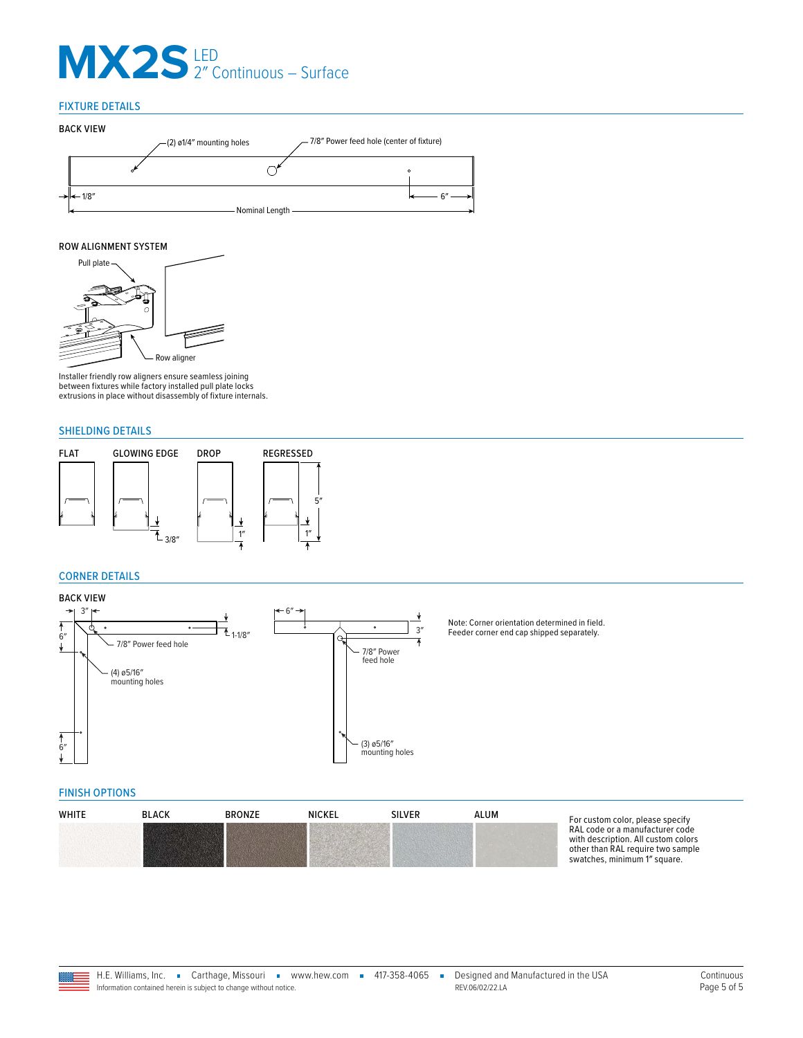# MX2S LED 2″ Continuous – Surface

## FIXTURE DETAILS

### BACK VIEW

(2) ø1/4″ mounting holes

7/8″ Power feed hole (center of fixture)

1/8″

6″

Nominal Length

### ROW ALIGNMENT SYSTEM

Pull plate

Row aligner

Installer friendly row aligners ensure seamless joining between fixtures while factory installed pull plate locks extrusions in place without disassembly of fixture internals.

## SHIELDING DETAILS

FLAT

GLOWING EDGE

3/8″

DROP

1″

REGRESSED

5″

1″

## CORNER DETAILS

### BACK VIEW

3″

6″

1-1/8″

7/8″ Power feed hole

(4) ø5/16″ mounting holes

6″

6″

3″

7/8″ Power feed hole

(3) ø5/16″ mounting holes

Note: Corner orientation determined in field. Feeder corner end cap shipped separately.

## FINISH OPTIONS

WHITE

BLACK

BRONZE

NICKEL

SILVER

ALUM

For custom color, please specify RAL code or a manufacturer code with description. All custom colors other than RAL require two sample swatches, minimum 1″ square.

H.E. Williams, Inc. ▪ Carthage, Missouri ▪ www.hew.com ▪ 417-358-4065 ▪ Designed and Manufactured in the USA

Information contained herein is subject to change without notice. REV.06/02/22.LA